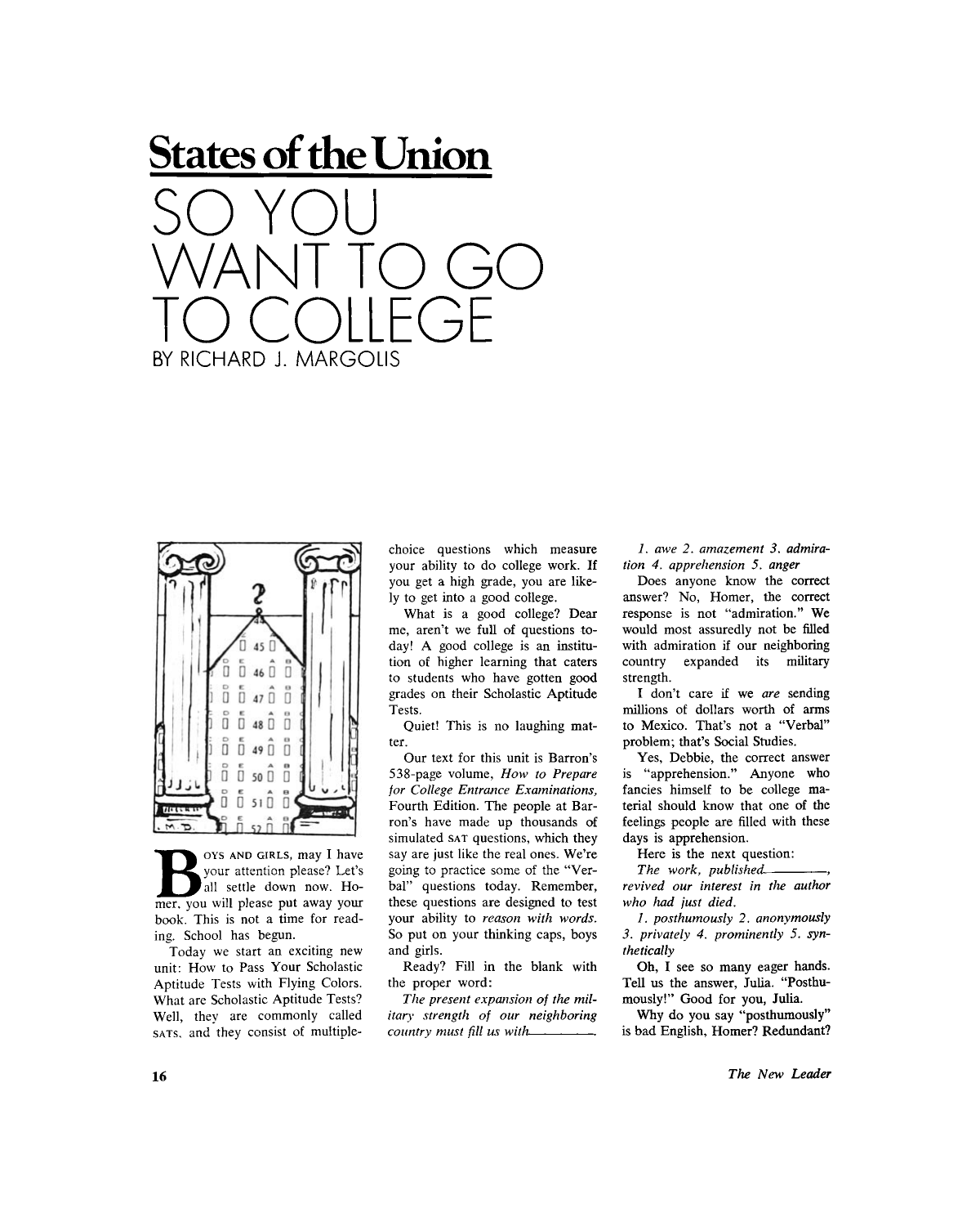# States of the Union

# SO YOU WANT TO GO TO COLLEGE

BY RICHARD J. MARGOLIS

BOYS AND GIRLS, may I have your attention please? Let's all settle down now. Homer, you will please put away your book. This is not a time for reading. School has begun.

Today we start an exciting new unit: How to Pass Your Scholastic Aptitude Tests with Flying Colors. What are Scholastic Aptitude Tests? Well, they are commonly called SATS, and they consist of multiple-choice questions which measure your ability to do college work. If you get a high grade, you are likely to get into a good college.

What is a good college? Dear me, aren't we full of questions today! A good college is an institution of higher learning that caters to students who have gotten good grades on their Scholastic Aptitude Tests.

Quiet! This is no laughing matter.

Our text for this unit is Barron's 538-page volume, *How to Prepare for College Entrance Examinations,* Fourth Edition. The people at Barron's have made up thousands of simulated SAT questions, which they say are just like the real ones. We're going to practice some of the "Verbal" questions today. Remember, these questions are designed to test your ability to *reason with words.* So put on your thinking caps, boys and girls.

Ready? Fill in the blank with the proper word:

*The present expansion of the military strength of our neighboring country must fill us with\_\_\_\_\_\_\_\_.*

*1. awe 2. amazement 3. admiration 4. apprehension 5. anger*

Does anyone know the correct answer? No, Homer, the correct response is not "admiration." We would most assuredly not be filled with admiration if our neighboring country expanded its military strength.

I don't care if we *are* sending millions of dollars worth of arms to Mexico. That's not a "Verbal" problem; that's Social Studies.

Yes, Debbie, the correct answer is "apprehension." Anyone who fancies himself to be college material should know that one of the feelings people are filled with these days is apprehension.

Here is the next question:

*The work, published\_\_\_\_\_\_\_\_, revived our interest in the author who had just died.*

*1. posthumously 2. anonymously 3. privately 4. prominently 5. synthetically*

Oh, I see so many eager hands. Tell us the answer, Julia. "Posthumously!" Good for you, Julia.

Why do you say "posthumously" is bad English, Homer? Redundant?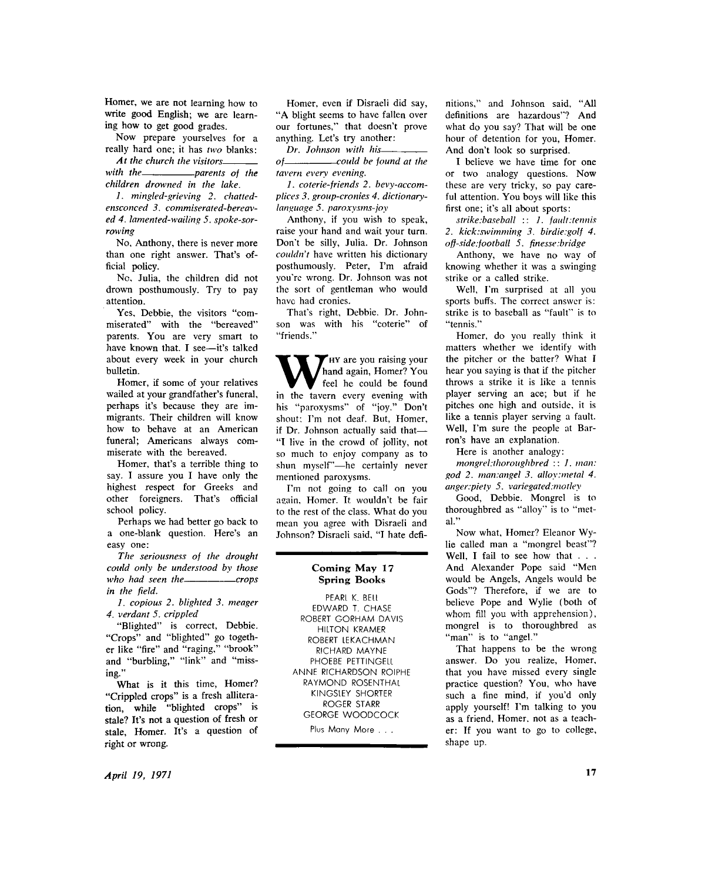Homer, we are not learning how to write good English; we are learning how to get good grades.

Now prepare yourselves for a really hard one; it has *two* blanks:

*At the church the visitors\_\_\_\_\_\_\_ with the\_\_\_\_\_\_\_\_\_\_parents of the children drowned in the lake.*

*1. mingled-grieving 2. chatted-ensconced 3. commiserated-bereaved 4. lamented-wailing 5. spoke-sorrowing*

No, Anthony, there is never more than one right answer. That's official policy.

No, Julia, the children did not drown posthumously. Try to pay attention.

Yes, Debbie, the visitors "commiserated" with the "bereaved" parents. You are very smart to have known that. I see—it's talked about every week in your church bulletin.

Homer, if some of your relatives wailed at your grandfather's funeral, perhaps it's because they are immigrants. Their children will know how to behave at an American funeral; Americans always commiserate with the bereaved.

Homer, that's a terrible thing to say. I assure you I have only the highest respect for Greeks and other foreigners. That's official school policy.

Perhaps we had better go back to a one-blank question. Here's an easy one:

*The seriousness of the drought could only be understood by those who had seen the\_\_\_\_\_\_\_\_\_\_crops in the field.*

*1. copious 2. blighted 3. meager 4. verdant 5. crippled*

"Blighted" is correct, Debbie. "Crops" and "blighted" go together like "fire" and "raging," "brook" and "burbling," "link" and "missing."

What is it this time, Homer? "Crippled crops" is a fresh alliteration, while "blighted crops" is stale? It's not a question of fresh or stale, Homer. It's a question of right or wrong.

Homer, even if Disraeli did say, "A blight seems to have fallen over our fortunes," that doesn't prove anything. Let's try another:

*Dr. Johnson with his\_\_\_\_\_\_ of\_\_\_\_\_\_\_\_\_\_could be found at the tavern every evening.*

*1. coterie-friends 2. bevy-accomplices 3. group-cronies 4. dictionary-language 5. paroxysms-joy*

Anthony, if you wish to speak, raise your hand and wait your turn. Don't be silly, Julia. Dr. Johnson *couldn't* have written his dictionary posthumously. Peter, I'm afraid you're wrong. Dr. Johnson was not the sort of gentleman who would have had cronies.

That's right, Debbie. Dr. Johnson was with his "coterie" of "friends."

WHY are you raising your hand again, Homer? You feel he could be found in the tavern every evening with his "paroxysms" of "joy." Don't shout; I'm not deaf. But, Homer, if Dr. Johnson actually said that—"I live in the crowd of jollity, not so much to enjoy company as to shun myself"—he certainly never mentioned paroxysms.

I'm not going to call on you again, Homer. It wouldn't be fair to the rest of the class. What do you mean you agree with Disraeli and Johnson? Disraeli said, "I hate definitions," and Johnson said, "All definitions are hazardous"? And what do you say? That will be one hour of detention for you, Homer. And don't look so surprised.

I believe we have time for one or two analogy questions. Now these are very tricky, so pay careful attention. You boys will like this first one; it's all about sports:

*strike:baseball :: 1. fault:tennis 2. kick:swimming 3. birdie:golf 4. off-side:football 5. finesse:bridge*

Anthony, we have no way of knowing whether it was a swinging strike or a called strike.

Well, I'm surprised at all you sports buffs. The correct answer is: strike is to baseball as "fault" is to "tennis."

Homer, do you really think it matters whether we identify with the pitcher or the batter? What I hear you saying is that if the pitcher throws a strike it is like a tennis player serving an ace; but if he pitches one high and outside, it is like a tennis player serving a fault. Well, I'm sure the people at Barron's have an explanation.

Here is another analogy:

*mongrel:thoroughbred :: 1. man:god 2. man:angel 3. alloy:metal 4. anger:piety 5. variegated:motley*

Good, Debbie. Mongrel is to thoroughbred as "alloy" is to "metal."

Now what, Homer? Eleanor Wylie called man a "mongrel beast"? Well, I fail to see how that . . . And Alexander Pope said "Men would be Angels, Angels would be Gods"? Therefore, if we are to believe Pope and Wylie (both of whom fill you with apprehension), mongrel is to thoroughbred as "man" is to "angel."

That happens to be the wrong answer. Do you realize, Homer, that you have missed every single practice question? You, who have such a fine mind, if you'd only apply yourself! I'm talking to you as a friend, Homer, not as a teacher: If you want to go to college, shape up.

---

**Coming May 17**
**Spring Books**

PEARL K. BELL
EDWARD T. CHASE
ROBERT GORHAM DAVIS
HILTON KRAMER
ROBERT LEKACHMAN
RICHARD MAYNE
PHOEBE PETTINGELL
ANNE RICHARDSON ROIPHE
RAYMOND ROSENTHAL
KINGSLEY SHORTER
ROGER STARR
GEORGE WOODCOCK

Plus Many More . . .

---